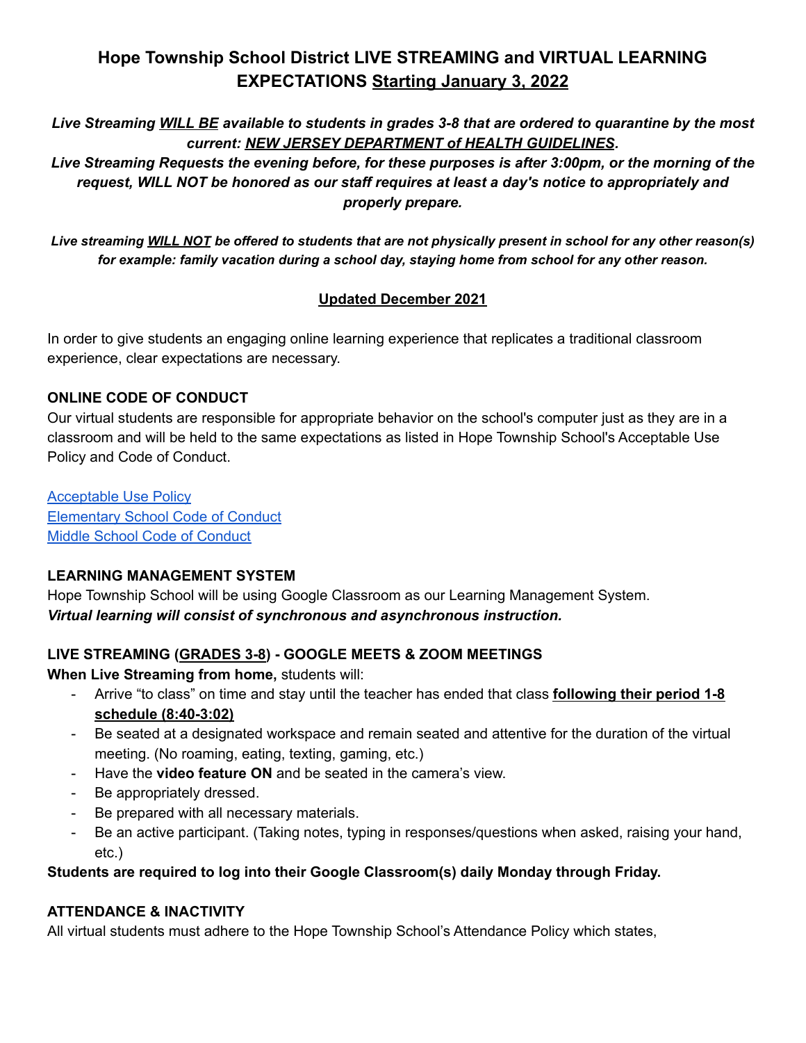# Hope Township School District LIVE STREAMING and VIRTUAL LEARNING EXPECTATIONS Starting January 3, 2022

***Live Streaming WILL BE available to students in grades 3-8 that are ordered to quarantine by the most current: NEW JERSEY DEPARTMENT of HEALTH GUIDELINES.***

***Live Streaming Requests the evening before, for these purposes is after 3:00pm, or the morning of the request, WILL NOT be honored as our staff requires at least a day's notice to appropriately and properly prepare.***

***Live streaming WILL NOT be offered to students that are not physically present in school for any other reason(s) for example: family vacation during a school day, staying home from school for any other reason.***

**Updated December 2021**

In order to give students an engaging online learning experience that replicates a traditional classroom experience, clear expectations are necessary.

## ONLINE CODE OF CONDUCT

Our virtual students are responsible for appropriate behavior on the school's computer just as they are in a classroom and will be held to the same expectations as listed in Hope Township School's Acceptable Use Policy and Code of Conduct.

Acceptable Use Policy
Elementary School Code of Conduct
Middle School Code of Conduct

## LEARNING MANAGEMENT SYSTEM

Hope Township School will be using Google Classroom as our Learning Management System.
***Virtual learning will consist of synchronous and asynchronous instruction.***

## LIVE STREAMING (GRADES 3-8) - GOOGLE MEETS & ZOOM MEETINGS

**When Live Streaming from home,** students will:

- Arrive "to class" on time and stay until the teacher has ended that class **following their period 1-8 schedule (8:40-3:02)**
- Be seated at a designated workspace and remain seated and attentive for the duration of the virtual meeting. (No roaming, eating, texting, gaming, etc.)
- Have the **video feature ON** and be seated in the camera's view.
- Be appropriately dressed.
- Be prepared with all necessary materials.
- Be an active participant. (Taking notes, typing in responses/questions when asked, raising your hand, etc.)

**Students are required to log into their Google Classroom(s) daily Monday through Friday.**

## ATTENDANCE & INACTIVITY

All virtual students must adhere to the Hope Township School's Attendance Policy which states,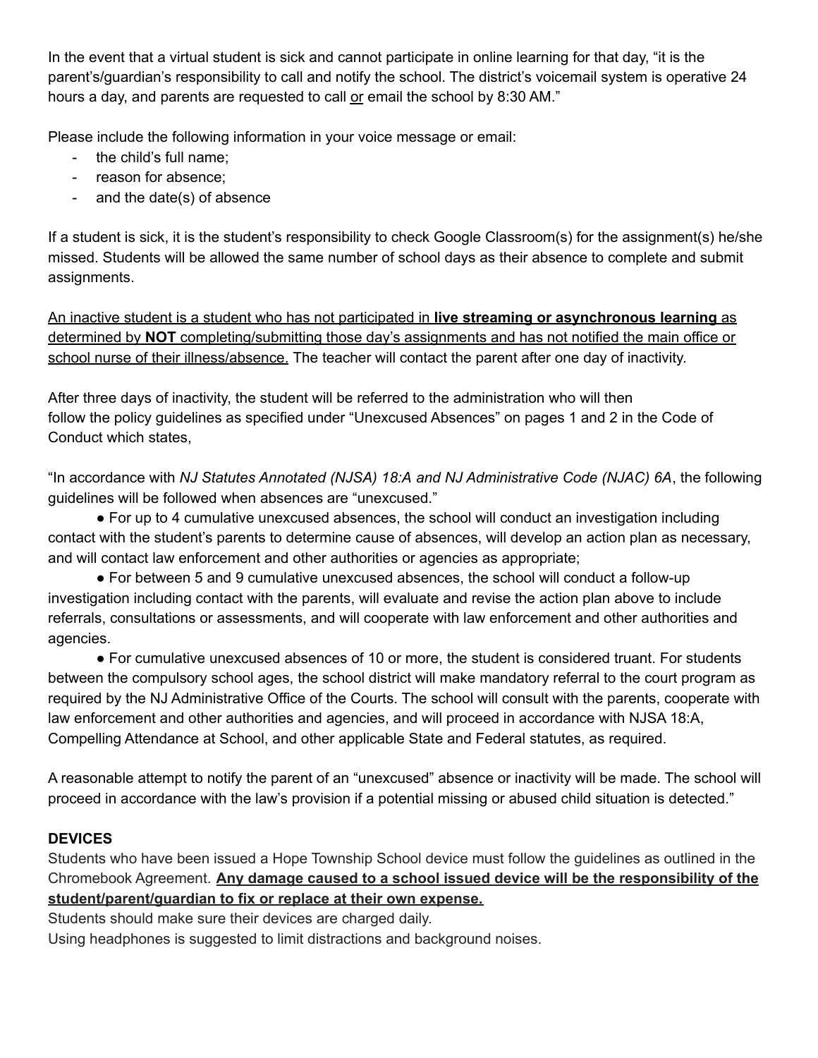In the event that a virtual student is sick and cannot participate in online learning for that day, "it is the parent's/guardian's responsibility to call and notify the school. The district's voicemail system is operative 24 hours a day, and parents are requested to call <u>or</u> email the school by 8:30 AM."

Please include the following information in your voice message or email:

- the child's full name;
- reason for absence;
- and the date(s) of absence

If a student is sick, it is the student's responsibility to check Google Classroom(s) for the assignment(s) he/she missed. Students will be allowed the same number of school days as their absence to complete and submit assignments.

<u>An inactive student is a student who has not participated in **live streaming or asynchronous learning** as determined by **NOT** completing/submitting those day's assignments and has not notified the main office or school nurse of their illness/absence.</u> The teacher will contact the parent after one day of inactivity.

After three days of inactivity, the student will be referred to the administration who will then follow the policy guidelines as specified under "Unexcused Absences" on pages 1 and 2 in the Code of Conduct which states,

"In accordance with *NJ Statutes Annotated (NJSA) 18:A and NJ Administrative Code (NJAC) 6A*, the following guidelines will be followed when absences are "unexcused."

- For up to 4 cumulative unexcused absences, the school will conduct an investigation including contact with the student's parents to determine cause of absences, will develop an action plan as necessary, and will contact law enforcement and other authorities or agencies as appropriate;
- For between 5 and 9 cumulative unexcused absences, the school will conduct a follow-up investigation including contact with the parents, will evaluate and revise the action plan above to include referrals, consultations or assessments, and will cooperate with law enforcement and other authorities and agencies.
- For cumulative unexcused absences of 10 or more, the student is considered truant. For students between the compulsory school ages, the school district will make mandatory referral to the court program as required by the NJ Administrative Office of the Courts. The school will consult with the parents, cooperate with law enforcement and other authorities and agencies, and will proceed in accordance with NJSA 18:A, Compelling Attendance at School, and other applicable State and Federal statutes, as required.

A reasonable attempt to notify the parent of an "unexcused" absence or inactivity will be made. The school will proceed in accordance with the law's provision if a potential missing or abused child situation is detected."

**DEVICES**

Students who have been issued a Hope Township School device must follow the guidelines as outlined in the Chromebook Agreement. **<u>Any damage caused to a school issued device will be the responsibility of the student/parent/guardian to fix or replace at their own expense.</u>**

Students should make sure their devices are charged daily.

Using headphones is suggested to limit distractions and background noises.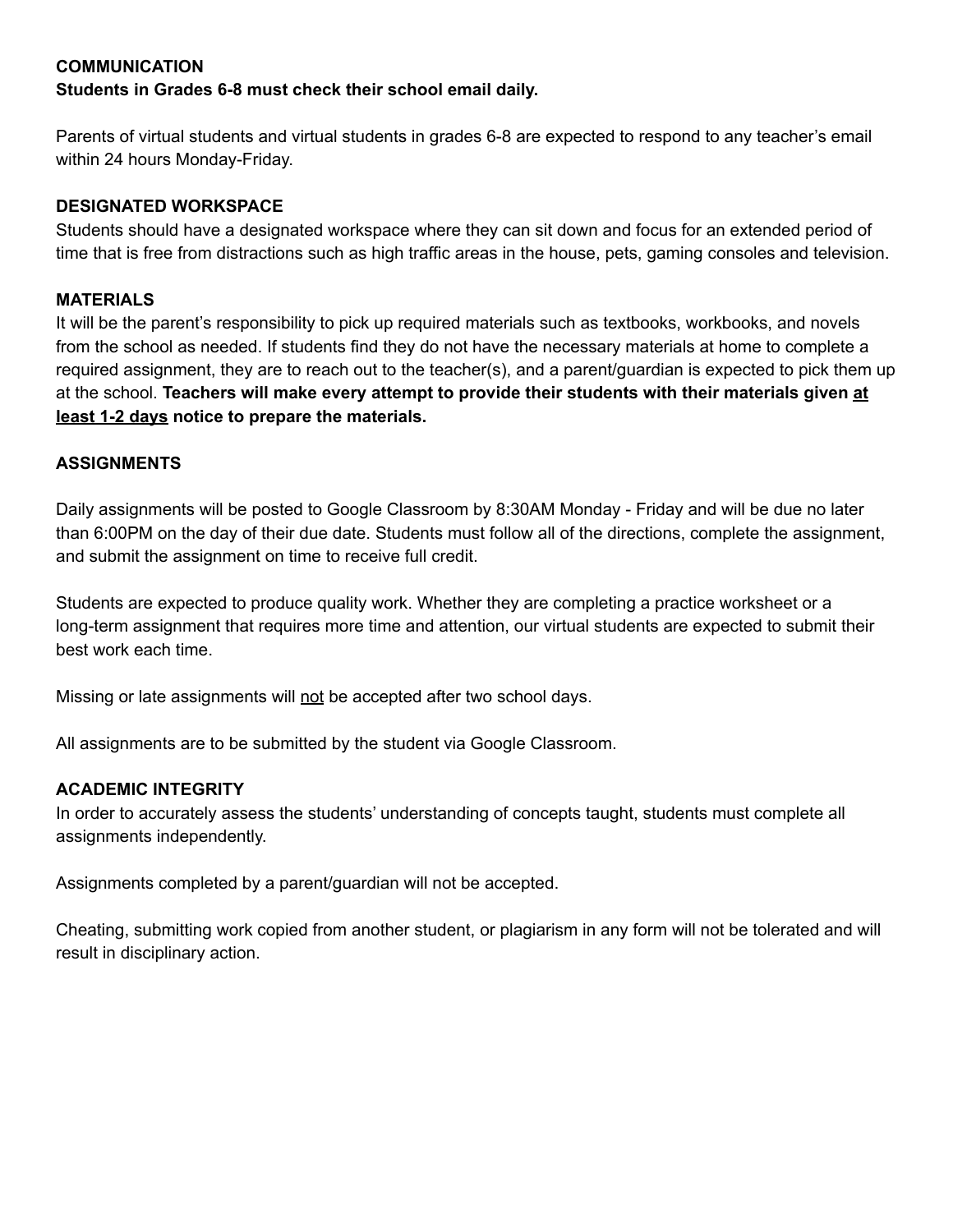**COMMUNICATION**

**Students in Grades 6-8 must check their school email daily.**

Parents of virtual students and virtual students in grades 6-8 are expected to respond to any teacher's email within 24 hours Monday-Friday.

**DESIGNATED WORKSPACE**

Students should have a designated workspace where they can sit down and focus for an extended period of time that is free from distractions such as high traffic areas in the house, pets, gaming consoles and television.

**MATERIALS**

It will be the parent's responsibility to pick up required materials such as textbooks, workbooks, and novels from the school as needed. If students find they do not have the necessary materials at home to complete a required assignment, they are to reach out to the teacher(s), and a parent/guardian is expected to pick them up at the school. **Teachers will make every attempt to provide their students with their materials given <u>at least 1-2 days</u> notice to prepare the materials.**

**ASSIGNMENTS**

Daily assignments will be posted to Google Classroom by 8:30AM Monday - Friday and will be due no later than 6:00PM on the day of their due date. Students must follow all of the directions, complete the assignment, and submit the assignment on time to receive full credit.

Students are expected to produce quality work. Whether they are completing a practice worksheet or a long-term assignment that requires more time and attention, our virtual students are expected to submit their best work each time.

Missing or late assignments will <u>not</u> be accepted after two school days.

All assignments are to be submitted by the student via Google Classroom.

**ACADEMIC INTEGRITY**

In order to accurately assess the students' understanding of concepts taught, students must complete all assignments independently.

Assignments completed by a parent/guardian will not be accepted.

Cheating, submitting work copied from another student, or plagiarism in any form will not be tolerated and will result in disciplinary action.